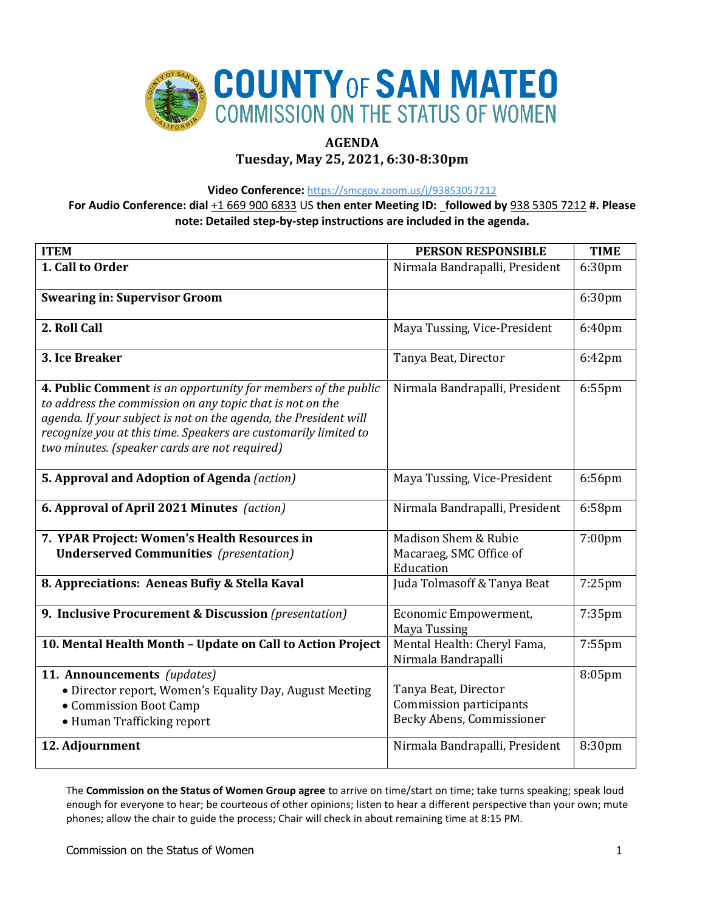# COUNTY OF SAN MATEO
## COMMISSION ON THE STATUS OF WOMEN

**AGENDA**
**Tuesday, May 25, 2021, 6:30-8:30pm**

**Video Conference:** https://smcgov.zoom.us/j/93853057212
**For Audio Conference: dial** +1 669 900 6833 US **then enter Meeting ID: _followed by** 938 5305 7212 **#. Please note: Detailed step-by-step instructions are included in the agenda.**

| ITEM | PERSON RESPONSIBLE | TIME |
|---|---|---|
| **1. Call to Order** | Nirmala Bandrapalli, President | 6:30pm |
| **Swearing in: Supervisor Groom** | | 6:30pm |
| **2. Roll Call** | Maya Tussing, Vice-President | 6:40pm |
| **3. Ice Breaker** | Tanya Beat, Director | 6:42pm |
| **4. Public Comment** *is an opportunity for members of the public to address the commission on any topic that is not on the agenda. If your subject is not on the agenda, the President will recognize you at this time. Speakers are customarily limited to two minutes. (speaker cards are not required)* | Nirmala Bandrapalli, President | 6:55pm |
| **5. Approval and Adoption of Agenda** *(action)* | Maya Tussing, Vice-President | 6:56pm |
| **6. Approval of April 2021 Minutes** *(action)* | Nirmala Bandrapalli, President | 6:58pm |
| **7. YPAR Project: Women's Health Resources in Underserved Communities** *(presentation)* | Madison Shem & Rubie Macaraeg, SMC Office of Education | 7:00pm |
| **8. Appreciations: Aeneas Bufiy & Stella Kaval** | Juda Tolmasoff & Tanya Beat | 7:25pm |
| **9. Inclusive Procurement & Discussion** *(presentation)* | Economic Empowerment, Maya Tussing | 7:35pm |
| **10. Mental Health Month – Update on Call to Action Project** | Mental Health: Cheryl Fama, Nirmala Bandrapalli | 7:55pm |
| **11. Announcements** *(updates)*<br>• Director report, Women's Equality Day, August Meeting<br>• Commission Boot Camp<br>• Human Trafficking report | <br>Tanya Beat, Director<br>Commission participants<br>Becky Abens, Commissioner | 8:05pm |
| **12. Adjournment** | Nirmala Bandrapalli, President | 8:30pm |

The **Commission on the Status of Women Group agree** to arrive on time/start on time; take turns speaking; speak loud enough for everyone to hear; be courteous of other opinions; listen to hear a different perspective than your own; mute phones; allow the chair to guide the process; Chair will check in about remaining time at 8:15 PM.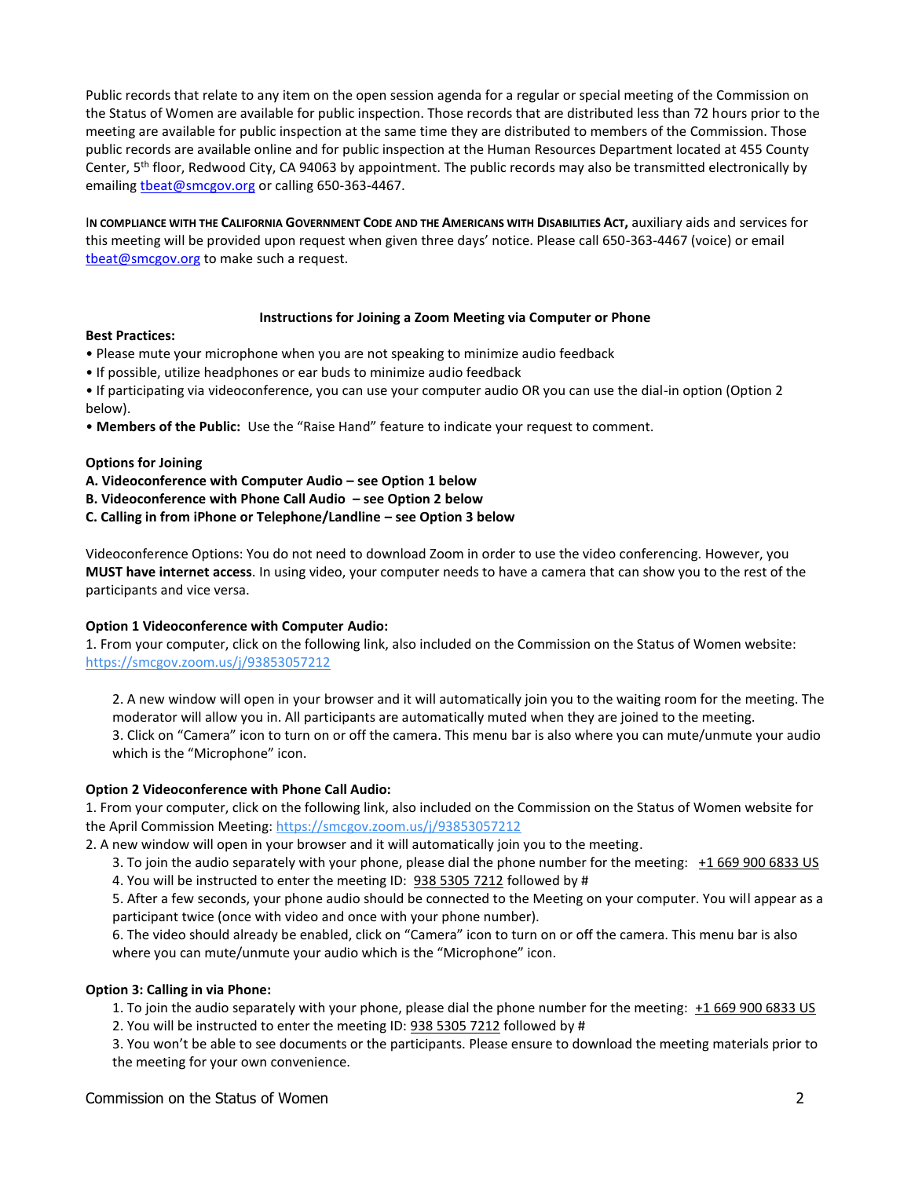Public records that relate to any item on the open session agenda for a regular or special meeting of the Commission on the Status of Women are available for public inspection. Those records that are distributed less than 72 hours prior to the meeting are available for public inspection at the same time they are distributed to members of the Commission. Those public records are available online and for public inspection at the Human Resources Department located at 455 County Center, 5th floor, Redwood City, CA 94063 by appointment. The public records may also be transmitted electronically by emailing tbeat@smcgov.org or calling 650-363-4467.

IN COMPLIANCE WITH THE CALIFORNIA GOVERNMENT CODE AND THE AMERICANS WITH DISABILITIES ACT, auxiliary aids and services for this meeting will be provided upon request when given three days' notice. Please call 650-363-4467 (voice) or email tbeat@smcgov.org to make such a request.

## Instructions for Joining a Zoom Meeting via Computer or Phone

**Best Practices:**

- Please mute your microphone when you are not speaking to minimize audio feedback
- If possible, utilize headphones or ear buds to minimize audio feedback
- If participating via videoconference, you can use your computer audio OR you can use the dial-in option (Option 2 below).
- **Members of the Public:** Use the "Raise Hand" feature to indicate your request to comment.

**Options for Joining**

**A. Videoconference with Computer Audio – see Option 1 below**
**B. Videoconference with Phone Call Audio – see Option 2 below**
**C. Calling in from iPhone or Telephone/Landline – see Option 3 below**

Videoconference Options: You do not need to download Zoom in order to use the video conferencing. However, you **MUST have internet access**. In using video, your computer needs to have a camera that can show you to the rest of the participants and vice versa.

**Option 1 Videoconference with Computer Audio:**

1. From your computer, click on the following link, also included on the Commission on the Status of Women website: https://smcgov.zoom.us/j/93853057212
2. A new window will open in your browser and it will automatically join you to the waiting room for the meeting. The moderator will allow you in. All participants are automatically muted when they are joined to the meeting.
3. Click on "Camera" icon to turn on or off the camera. This menu bar is also where you can mute/unmute your audio which is the "Microphone" icon.

**Option 2 Videoconference with Phone Call Audio:**

1. From your computer, click on the following link, also included on the Commission on the Status of Women website for the April Commission Meeting: https://smcgov.zoom.us/j/93853057212
2. A new window will open in your browser and it will automatically join you to the meeting.
3. To join the audio separately with your phone, please dial the phone number for the meeting: +1 669 900 6833 US
4. You will be instructed to enter the meeting ID: 938 5305 7212 followed by #
5. After a few seconds, your phone audio should be connected to the Meeting on your computer. You will appear as a participant twice (once with video and once with your phone number).
6. The video should already be enabled, click on "Camera" icon to turn on or off the camera. This menu bar is also where you can mute/unmute your audio which is the "Microphone" icon.

**Option 3: Calling in via Phone:**

1. To join the audio separately with your phone, please dial the phone number for the meeting: +1 669 900 6833 US
2. You will be instructed to enter the meeting ID: 938 5305 7212 followed by #
3. You won't be able to see documents or the participants. Please ensure to download the meeting materials prior to the meeting for your own convenience.